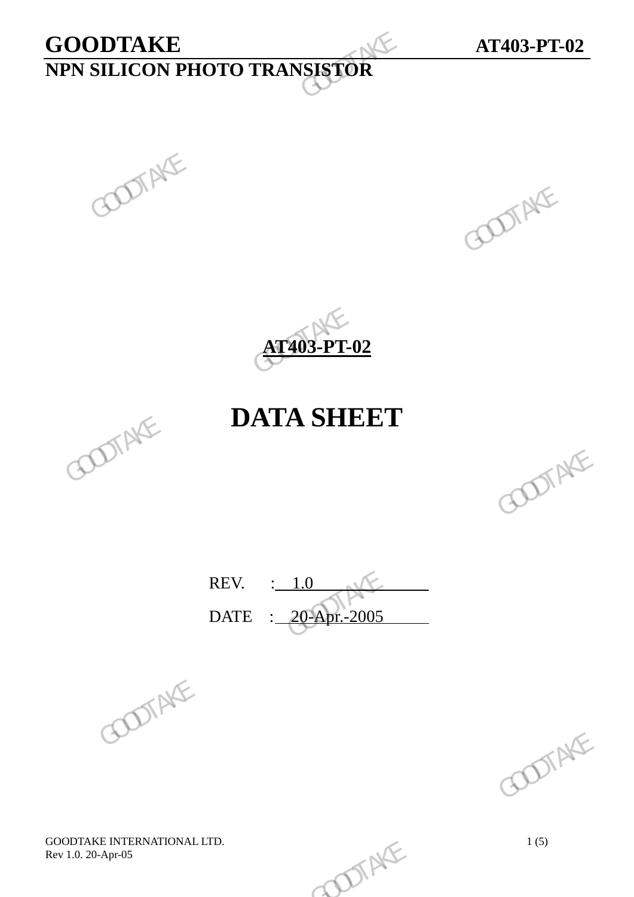# GOODTAKE AT403-PT-02

## NPN SILICON PHOTO TRANSISTOR

**AT403-PT-02**

# DATA SHEET

REV. : 1.0

DATE : 20-Apr.-2005

GOODTAKE INTERNATIONAL LTD.
Rev 1.0. 20-Apr-05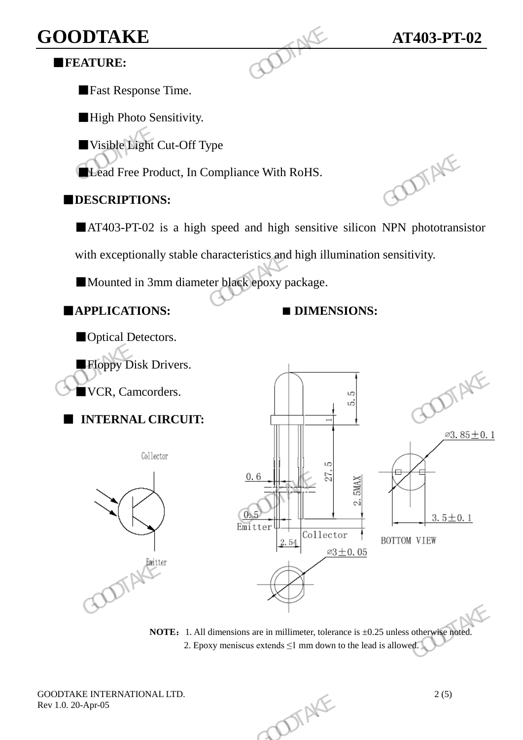**GOODTAKE** **AT403-PT-02**

## ■FEATURE:

■Fast Response Time.

■High Photo Sensitivity.

■Visible Light Cut-Off Type

■Lead Free Product, In Compliance With RoHS.

## ■DESCRIPTIONS:

■AT403-PT-02 is a high speed and high sensitive silicon NPN phototransistor with exceptionally stable characteristics and high illumination sensitivity.

■Mounted in 3mm diameter black epoxy package.

## ■APPLICATIONS:

■Optical Detectors.

■Floppy Disk Drivers.

■VCR, Camcorders.

## ■ INTERNAL CIRCUIT:

Collector

Emitter

## ■ DIMENSIONS:

5.5

1

27.5

0.6

2.5MAX

0.5

Emitter

Collector

2.54

⌀3.85±0.1

3.5±0.1

BOTTOM VIEW

⌀3±0.05

**NOTE:** 1. All dimensions are in millimeter, tolerance is ±0.25 unless otherwise noted.
2. Epoxy meniscus extends ≤1 mm down to the lead is allowed.

GOODTAKE INTERNATIONAL LTD.
Rev 1.0. 20-Apr-05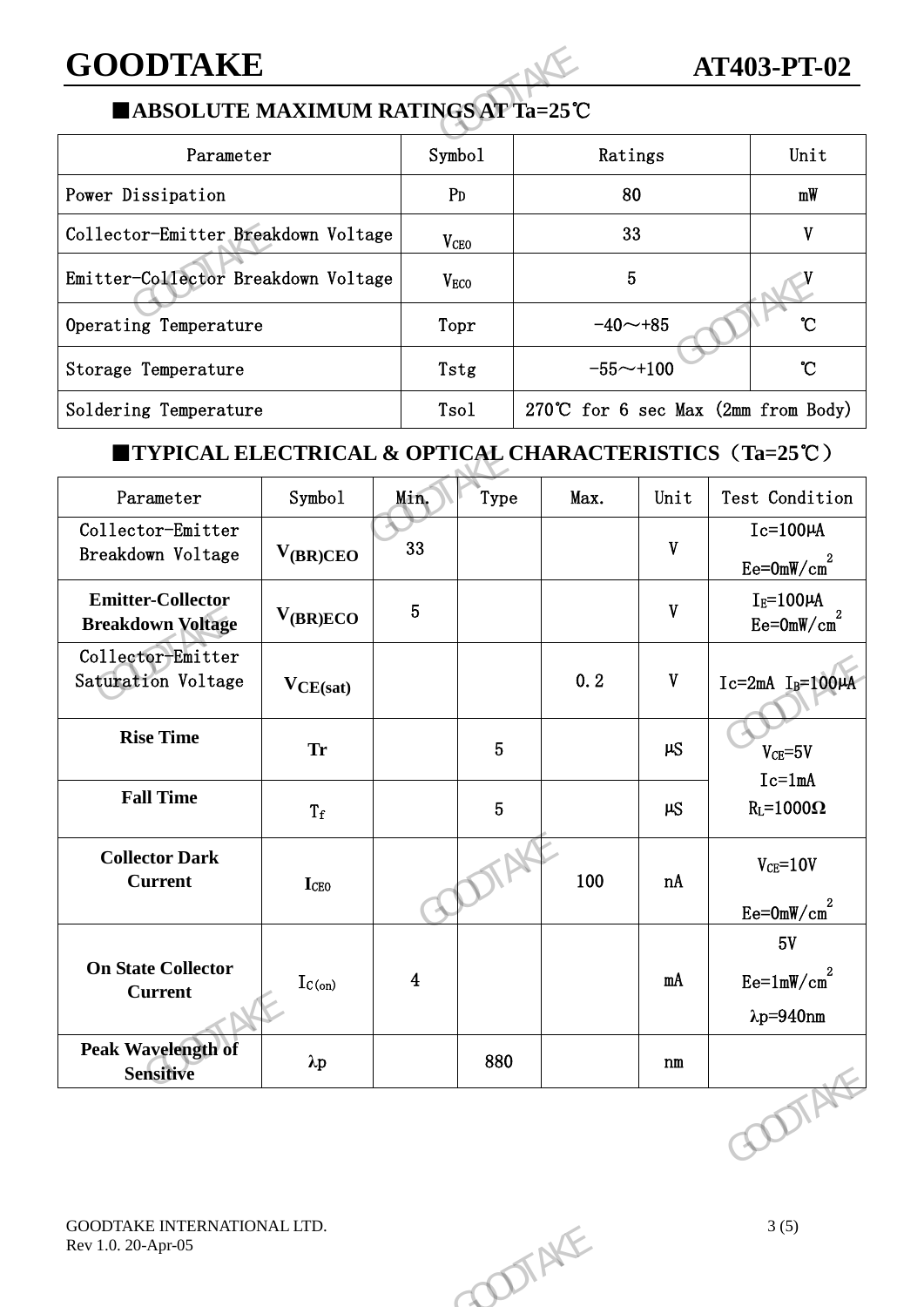## ■ABSOLUTE MAXIMUM RATINGS AT Ta=25℃

| Parameter | Symbol | Ratings | Unit |
|---|---|---|---|
| Power Dissipation | $P_D$ | 80 | mW |
| Collector-Emitter Breakdown Voltage | $V_{CEO}$ | 33 | V |
| Emitter-Collector Breakdown Voltage | $V_{ECO}$ | 5 | V |
| Operating Temperature | Topr | -40～+85 | ℃ |
| Storage Temperature | Tstg | -55～+100 | ℃ |
| Soldering Temperature | Tsol | 270℃ for 6 sec Max (2mm from Body) | |

## ■TYPICAL ELECTRICAL & OPTICAL CHARACTERISTICS（Ta=25℃）

| Parameter | Symbol | Min. | Type | Max. | Unit | Test Condition |
|---|---|---|---|---|---|---|
| Collector-Emitter Breakdown Voltage | $V_{(BR)CEO}$ | 33 | | | V | Ic=100μA Ee=0mW/$cm^2$ |
| **Emitter-Collector Breakdown Voltage** | $V_{(BR)ECO}$ | 5 | | | V | $I_E$=100μA Ee=0mW/$cm^2$ |
| Collector-Emitter Saturation Voltage | $V_{CE(sat)}$ | | | 0.2 | V | Ic=2mA $I_B$=100μA |
| **Rise Time** | Tr | | 5 | | μS | $V_{CE}$=5V Ic=1mA $R_L$=1000Ω |
| **Fall Time** | $T_f$ | | 5 | | μS | $V_{CE}$=5V Ic=1mA $R_L$=1000Ω |
| **Collector Dark Current** | $I_{CEO}$ | | | 100 | nA | $V_{CE}$=10V Ee=0mW/$cm^2$ |
| **On State Collector Current** | $I_{C(on)}$ | 4 | | | mA | 5V Ee=1mW/$cm^2$ λp=940nm |
| **Peak Wavelength of Sensitive** | λp | | 880 | | nm | |

GOODTAKE INTERNATIONAL LTD.
Rev 1.0. 20-Apr-05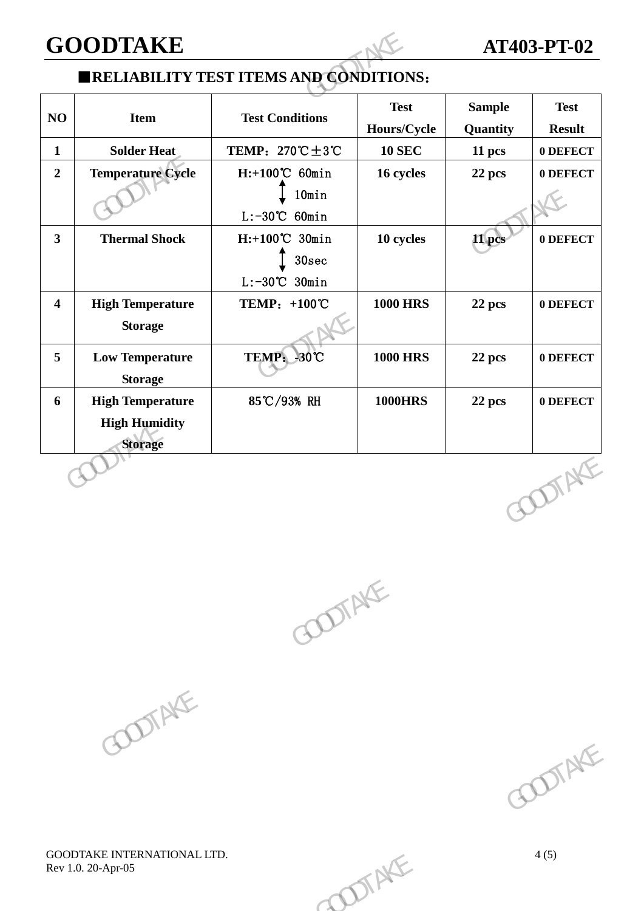## ■RELIABILITY TEST ITEMS AND CONDITIONS：

| NO | Item | Test Conditions | Test Hours/Cycle | Sample Quantity | Test Result |
|---|---|---|---|---|---|
| 1 | Solder Heat | TEMP：270℃±3℃ | 10 SEC | 11 pcs | 0 DEFECT |
| 2 | Temperature Cycle | H:+100℃ 60min ↕ 10min L:-30℃ 60min | 16 cycles | 22 pcs | 0 DEFECT |
| 3 | Thermal Shock | H:+100℃ 30min ↕ 30sec L:-30℃ 30min | 10 cycles | 11 pcs | 0 DEFECT |
| 4 | High Temperature Storage | TEMP：+100℃ | 1000 HRS | 22 pcs | 0 DEFECT |
| 5 | Low Temperature Storage | TEMP：-30℃ | 1000 HRS | 22 pcs | 0 DEFECT |
| 6 | High Temperature High Humidity Storage | 85℃/93% RH | 1000HRS | 22 pcs | 0 DEFECT |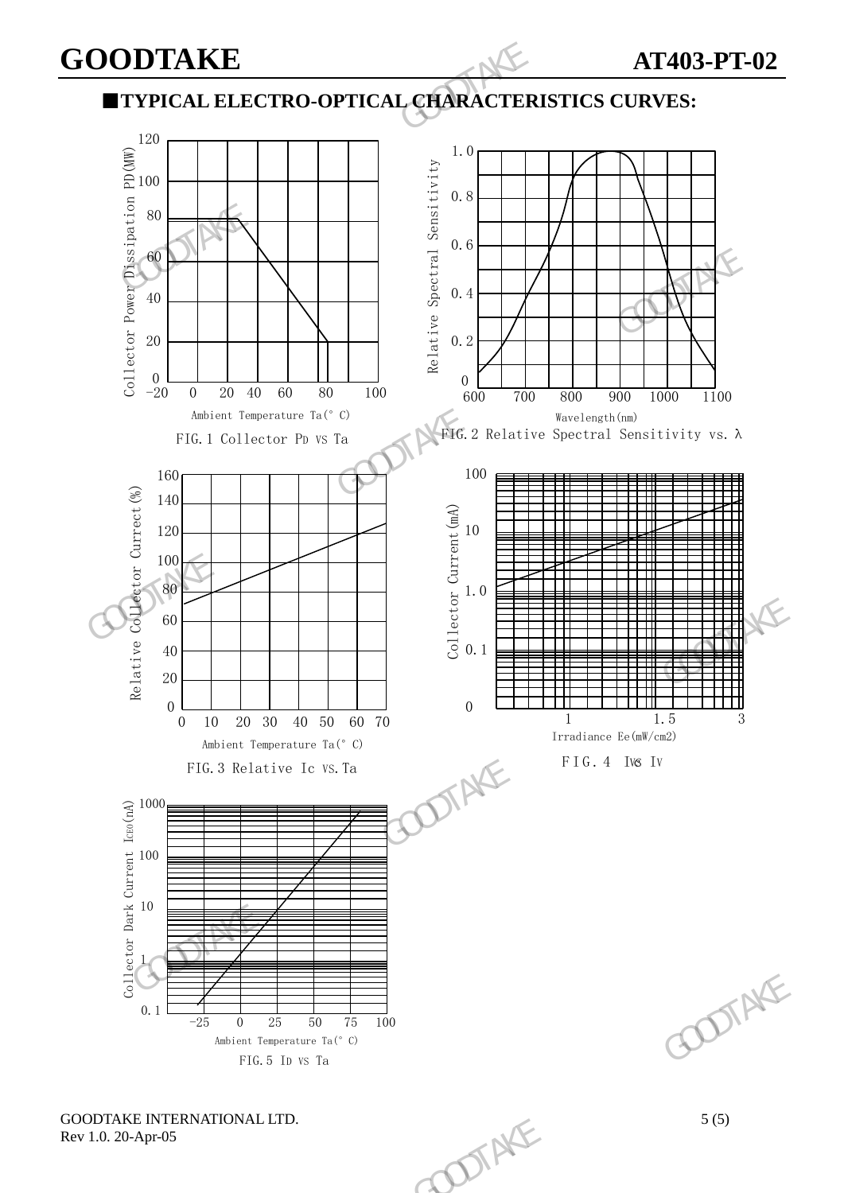## TYPICAL ELECTRO-OPTICAL CHARACTERISTICS CURVES:

Collector Power Dissipation PD(MW)

120
100
80
60
40
20
0
−20 0 20 40 60 80 100

Ambient Temperature Ta(° C)

FIG.1 Collector PD VS Ta

Relative Spectral Sensitivity

1.0
0.8
0.6
0.4
0.2
0
600 700 800 900 1000 1100

Wavelength(nm)

FIG.2 Relative Spectral Sensitivity vs. λ

Relative Collector Currect(%)

160
140
120
100
80
60
40
20
0
0 10 20 30 40 50 60 70

Ambient Temperature Ta(° C)

FIG.3 Relative Ic VS.Ta

Collector Current(mA)

100
10
1.0
0.1
0
1 1.5 3

Irradiance Ee(mW/cm2)

FIG.4 IC VS IV

Collector Dark Current ICEO(nA)

1000
100
10
1
0.1
−25 0 25 50 75 100

Ambient Temperature Ta(° C)

FIG.5 ID VS Ta

GOODTAKE INTERNATIONAL LTD.
Rev 1.0. 20-Apr-05